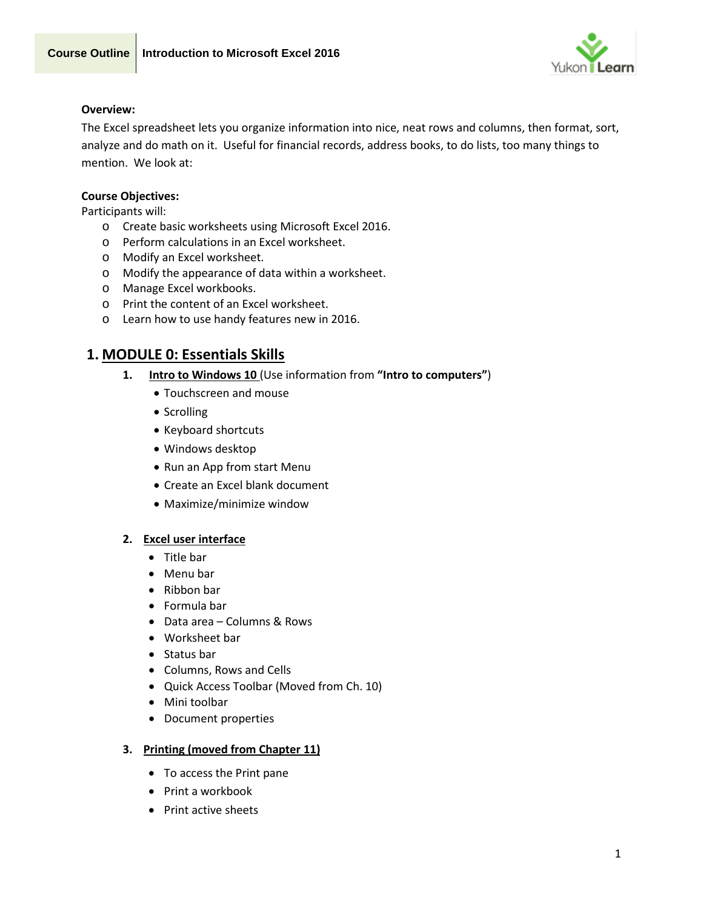**Course Outline** | **Introduction to Microsoft Excel 2016**

**Overview:**

The Excel spreadsheet lets you organize information into nice, neat rows and columns, then format, sort, analyze and do math on it. Useful for financial records, address books, to do lists, too many things to mention. We look at:

**Course Objectives:**

Participants will:

- Create basic worksheets using Microsoft Excel 2016.
- Perform calculations in an Excel worksheet.
- Modify an Excel worksheet.
- Modify the appearance of data within a worksheet.
- Manage Excel workbooks.
- Print the content of an Excel worksheet.
- Learn how to use handy features new in 2016.

## 1. MODULE 0: Essentials Skills

### 1. Intro to Windows 10 (Use information from **"Intro to computers"**)

- Touchscreen and mouse
- Scrolling
- Keyboard shortcuts
- Windows desktop
- Run an App from start Menu
- Create an Excel blank document
- Maximize/minimize window

### 2. Excel user interface

- Title bar
- Menu bar
- Ribbon bar
- Formula bar
- Data area – Columns & Rows
- Worksheet bar
- Status bar
- Columns, Rows and Cells
- Quick Access Toolbar (Moved from Ch. 10)
- Mini toolbar
- Document properties

### 3. Printing (moved from Chapter 11)

- To access the Print pane
- Print a workbook
- Print active sheets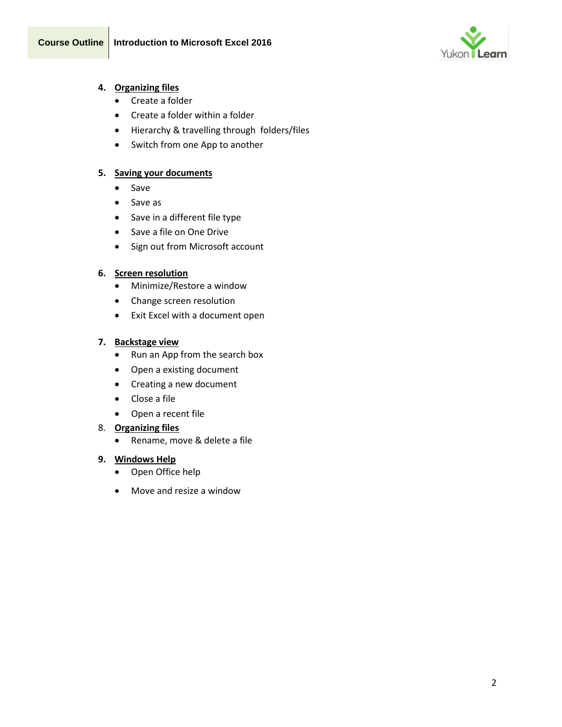4. **Organizing files**
    - Create a folder
    - Create a folder within a folder
    - Hierarchy & travelling through folders/files
    - Switch from one App to another

5. **Saving your documents**
    - Save
    - Save as
    - Save in a different file type
    - Save a file on One Drive
    - Sign out from Microsoft account

6. **Screen resolution**
    - Minimize/Restore a window
    - Change screen resolution
    - Exit Excel with a document open

7. **Backstage view**
    - Run an App from the search box
    - Open a existing document
    - Creating a new document
    - Close a file
    - Open a recent file

8. **Organizing files**
    - Rename, move & delete a file

9. **Windows Help**
    - Open Office help
    - Move and resize a window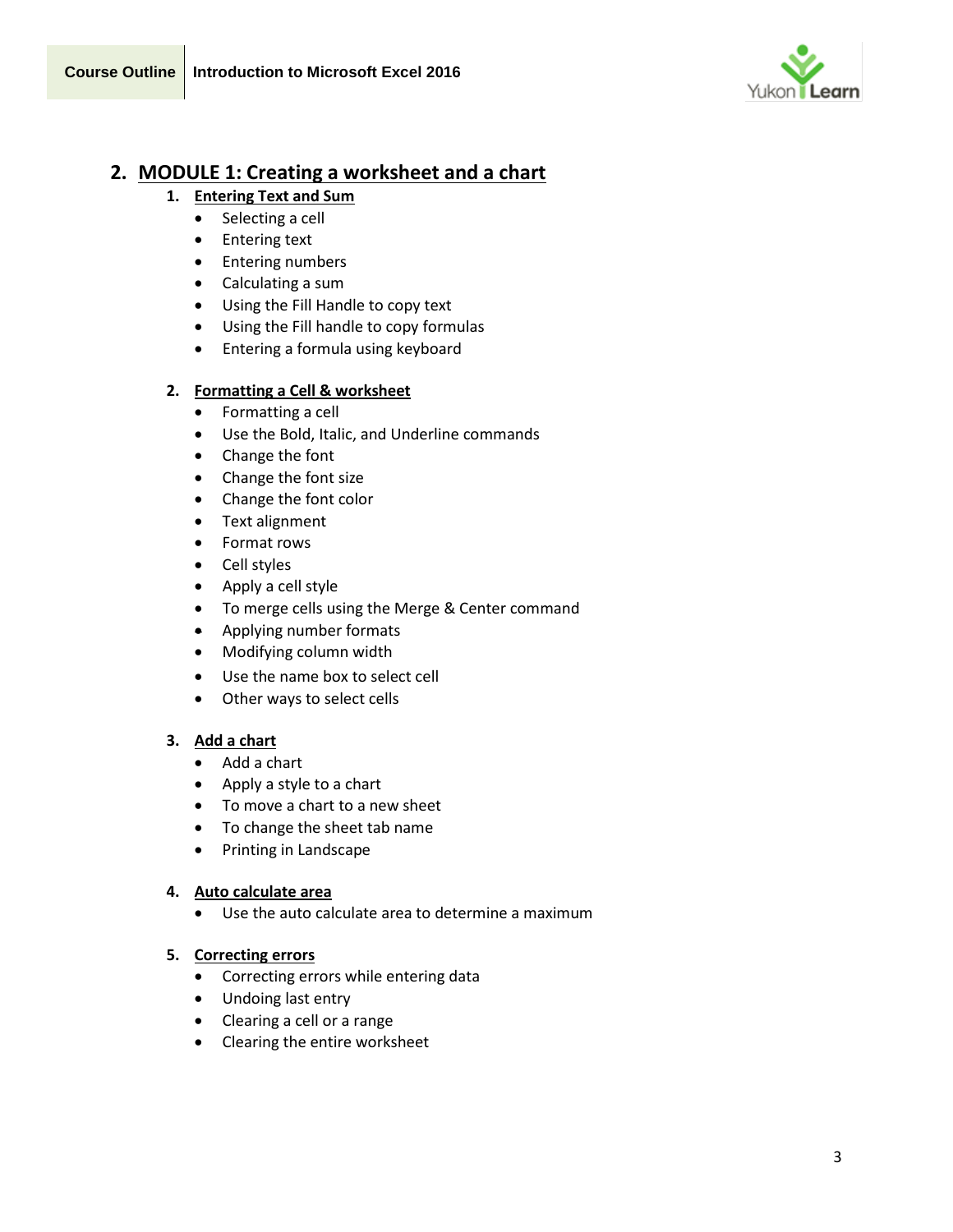## 2. MODULE 1: Creating a worksheet and a chart

### 1. Entering Text and Sum

- Selecting a cell
- Entering text
- Entering numbers
- Calculating a sum
- Using the Fill Handle to copy text
- Using the Fill handle to copy formulas
- Entering a formula using keyboard

### 2. Formatting a Cell & worksheet

- Formatting a cell
- Use the Bold, Italic, and Underline commands
- Change the font
- Change the font size
- Change the font color
- Text alignment
- Format rows
- Cell styles
- Apply a cell style
- To merge cells using the Merge & Center command
- Applying number formats
- Modifying column width
- Use the name box to select cell
- Other ways to select cells

### 3. Add a chart

- Add a chart
- Apply a style to a chart
- To move a chart to a new sheet
- To change the sheet tab name
- Printing in Landscape

### 4. Auto calculate area

- Use the auto calculate area to determine a maximum

### 5. Correcting errors

- Correcting errors while entering data
- Undoing last entry
- Clearing a cell or a range
- Clearing the entire worksheet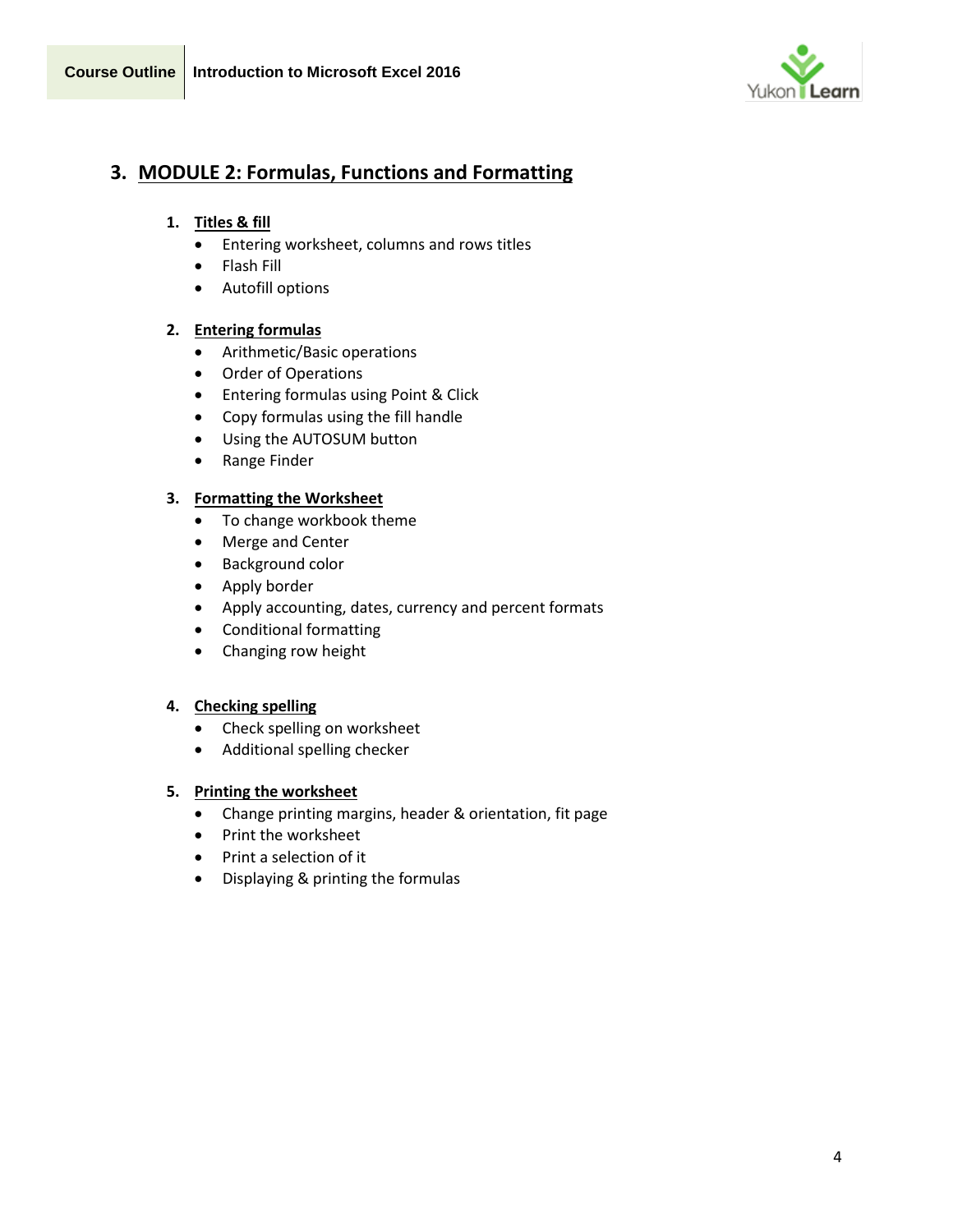## 3. MODULE 2: Formulas, Functions and Formatting

### 1. Titles & fill

- Entering worksheet, columns and rows titles
- Flash Fill
- Autofill options

### 2. Entering formulas

- Arithmetic/Basic operations
- Order of Operations
- Entering formulas using Point & Click
- Copy formulas using the fill handle
- Using the AUTOSUM button
- Range Finder

### 3. Formatting the Worksheet

- To change workbook theme
- Merge and Center
- Background color
- Apply border
- Apply accounting, dates, currency and percent formats
- Conditional formatting
- Changing row height

### 4. Checking spelling

- Check spelling on worksheet
- Additional spelling checker

### 5. Printing the worksheet

- Change printing margins, header & orientation, fit page
- Print the worksheet
- Print a selection of it
- Displaying & printing the formulas